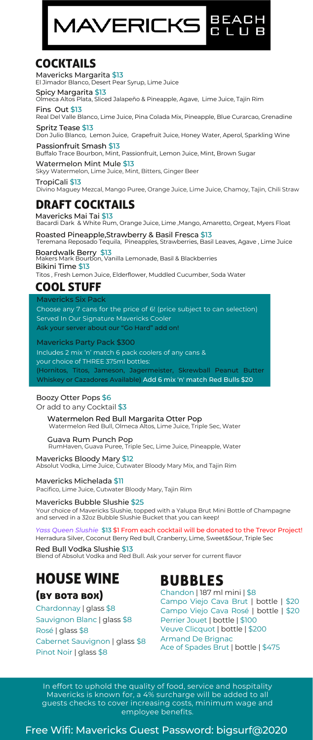# MAVERICKS BEACH CLUB

## COCKTAILS

**Mavericks Margarita** $13
El Jimador Blanco, Desert Pear Syrup, Lime Juice

**Spicy Margarita** $13
Olmeca Altos Plata, Sliced Jalapeño & Pineapple, Agave, Lime Juice, Tajín Rim

**Fins Out** $13
Real Del Valle Blanco, Lime Juice, Pina Colada Mix, Pineapple, Blue Curarcao, Grenadine

**Spritz Tease** $13
Don Julio Blanco, Lemon Juice, Grapefruit Juice, Honey Water, Aperol, Sparkling Wine

**Passionfruit Smash** $13
Buffalo Trace Bourbon, Mint, Passionfruit, Lemon Juice, Mint, Brown Sugar

**Watermelon Mint Mule** $13
Skyy Watermelon, Lime Juice, Mint, Bitters, Ginger Beer

**TropiCali** $13
Divino Maguey Mezcal, Mango Puree, Orange Juice, Lime Juice, Chamoy, Tajin, Chili Straw

## DRAFT COCKTAILS

**Mavericks Mai Tai** $13
Bacardi Dark & White Rum, Orange Juice, Lime ,Mango, Amaretto, Orgeat, Myers Float

**Roasted Pineapple,Strawberry & Basil Fresca** $13
Teremana Reposado Tequila, Pineapples, Strawberries, Basil Leaves, Agave , Lime Juice

**Boardwalk Berry** $13
Makers Mark Bourbon, Vanilla Lemonade, Basil & Blackberries

**Bikini Time** $13
Titos , Fresh Lemon Juice, Elderflower, Muddled Cucumber, Soda Water

## COOL STUFF

**Mavericks Six Pack**
Choose any 7 cans for the price of 6! (price subject to can selection)
Served In Our Signature Mavericks Cooler
Ask your server about our "Go Hard" add on!

**Mavericks Party Pack** $300
Includes 2 mix 'n' match 6 pack coolers of any cans &
your choice of THREE 375ml bottles:
(Hornitos, Titos, Jameson, Jagermeister, Skrewball Peanut Butter Whiskey or Cazadores Available) Add 6 mix 'n' match Red Bulls $20

**Boozy Otter Pops** $6
Or add to any Cocktail $3

**Watermelon Red Bull Margarita Otter Pop**
Watermelon Red Bull, Olmeca Altos, Lime Juice, Triple Sec, Water

**Guava Rum Punch Pop**
RumHaven, Guava Puree, Triple Sec, Lime Juice, Pineapple, Water

**Mavericks Bloody Mary** $12
Absolut Vodka, Lime Juice, Cutwater Bloody Mary Mix, and Tajin Rim

**Mavericks Michelada** $11
Pacifico, Lime Juice, Cutwater Bloody Mary, Tajin Rim

**Mavericks Bubble Slushie** $25
Your choice of Mavericks Slushie, topped with a Yalupa Brut Mini Bottle of Champagne and served in a 32oz Bubble Slushie Bucket that you can keep!

*Yass Queen Slushie* $13 $1 From each cocktail will be donated to the Trevor Project!
Herradura Silver, Coconut Berry Red bull, Cranberry, Lime, Sweet&Sour, Triple Sec

**Red Bull Vodka Slushie** $13
Blend of Absolut Vodka and Red Bull. Ask your server for current flavor

## HOUSE WINE

### (BY BOTA BOX)

Chardonnay | glass $8
Sauvignon Blanc | glass $8
Rosé | glass $8
Cabernet Sauvignon | glass $8
Pinot Noir | glass $8

## BUBBLES

Chandon | 187 ml mini | $8
Campo Viejo Cava Brut | bottle | $20
Campo Viejo Cava Rosé | bottle | $20
Perrier Jouet | bottle | $100
Veuve Clicquot | bottle | $200
Armand De Brignac
Ace of Spades Brut | bottle | $475

In effort to uphold the quality of food, service and hospitality Mavericks is known for, a 4% surcharge will be added to all guests checks to cover increasing costs, minimum wage and employee benefits.

Free Wifi: Mavericks Guest Password: bigsurf@2020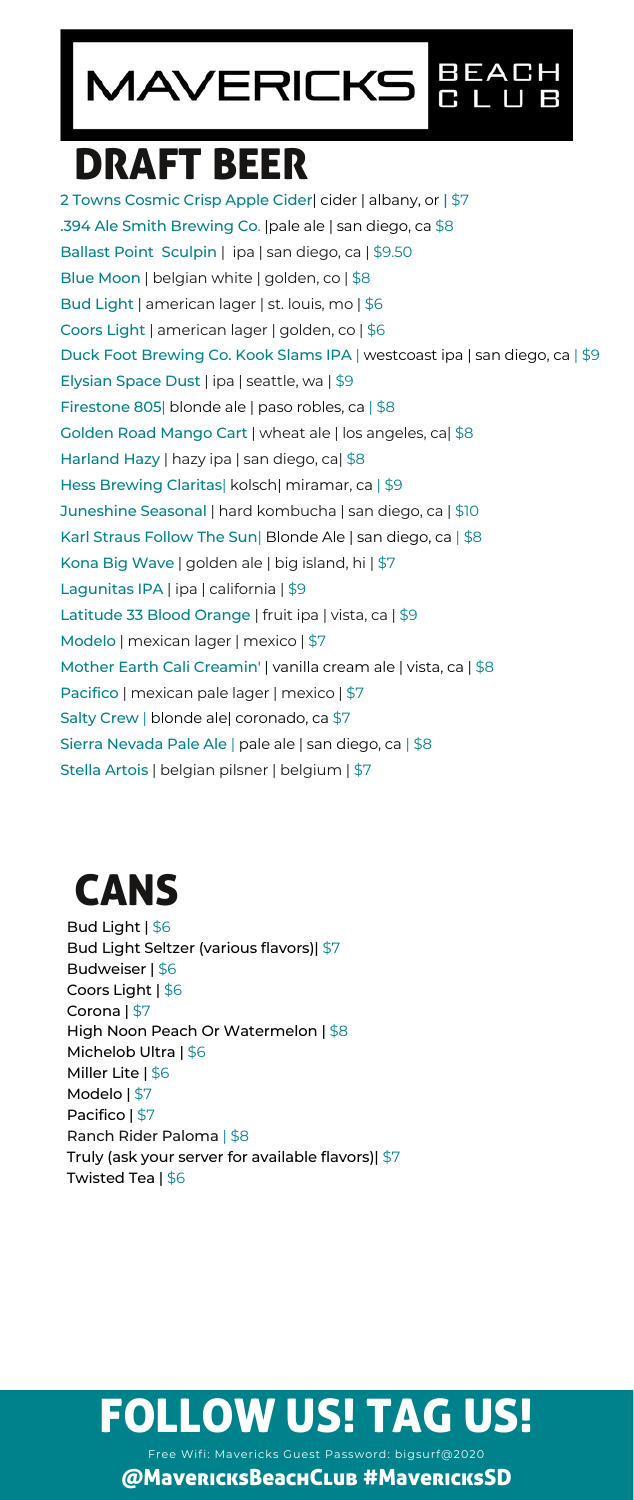# MAVERICKS BEACH CLUB

## DRAFT BEER

2 Towns Cosmic Crisp Apple Cider| cider | albany, or | $7
.394 Ale Smith Brewing Co. |pale ale | san diego, ca $8
Ballast Point Sculpin | ipa | san diego, ca | $9.50
Blue Moon | belgian white | golden, co | $8
Bud Light | american lager | st. louis, mo | $6
Coors Light | american lager | golden, co | $6
Duck Foot Brewing Co. Kook Slams IPA | westcoast ipa | san diego, ca | $9
Elysian Space Dust | ipa | seattle, wa | $9
Firestone 805| blonde ale | paso robles, ca | $8
Golden Road Mango Cart | wheat ale | los angeles, ca| $8
Harland Hazy | hazy ipa | san diego, ca| $8
Hess Brewing Claritas| kolsch| miramar, ca | $9
Juneshine Seasonal | hard kombucha | san diego, ca | $10
Karl Straus Follow The Sun| Blonde Ale | san diego, ca | $8
Kona Big Wave | golden ale | big island, hi | $7
Lagunitas IPA | ipa | california | $9
Latitude 33 Blood Orange | fruit ipa | vista, ca | $9
Modelo | mexican lager | mexico | $7
Mother Earth Cali Creamin' | vanilla cream ale | vista, ca | $8
Pacifico | mexican pale lager | mexico | $7
Salty Crew | blonde ale| coronado, ca $7
Sierra Nevada Pale Ale | pale ale | san diego, ca | $8
Stella Artois | belgian pilsner | belgium | $7

## CANS

Bud Light | $6
Bud Light Seltzer (various flavors)| $7
Budweiser | $6
Coors Light | $6
Corona | $7
High Noon Peach Or Watermelon | $8
Michelob Ultra | $6
Miller Lite | $6
Modelo | $7
Pacifico | $7
Ranch Rider Paloma | $8
Truly (ask your server for available flavors)| $7
Twisted Tea | $6

## FOLLOW US! TAG US!

Free Wifi: Mavericks Guest Password: bigsurf@2020

**@MavericksBeachClub #MavericksSD**